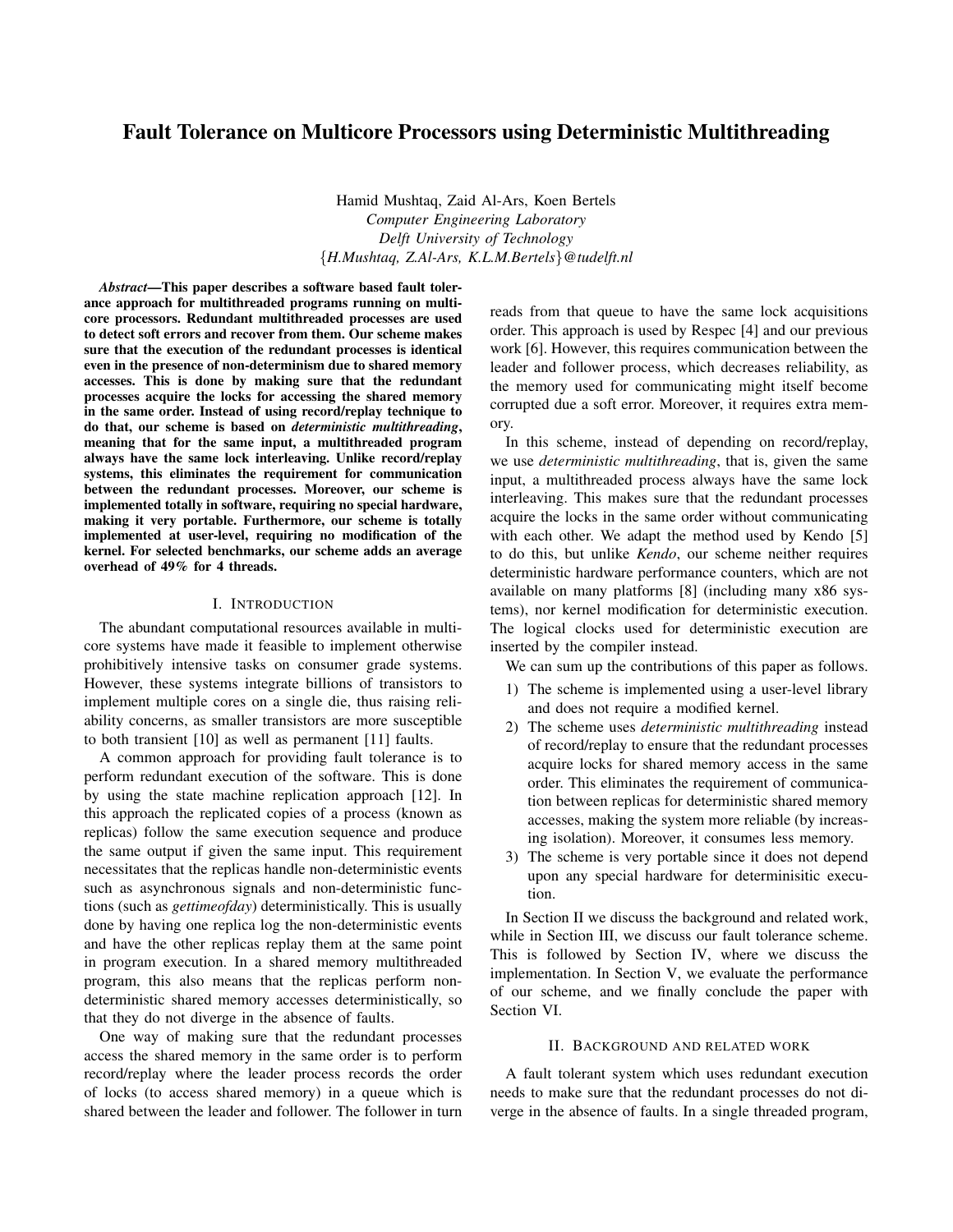# Fault Tolerance on Multicore Processors using Deterministic Multithreading

Hamid Mushtaq, Zaid Al-Ars, Koen Bertels
*Computer Engineering Laboratory*
*Delft University of Technology*
{*H.Mushtaq, Z.Al-Ars, K.L.M.Bertels*}*@tudelft.nl*

***Abstract*—This paper describes a software based fault tolerance approach for multithreaded programs running on multicore processors. Redundant multithreaded processes are used to detect soft errors and recover from them. Our scheme makes sure that the execution of the redundant processes is identical even in the presence of non-determinism due to shared memory accesses. This is done by making sure that the redundant processes acquire the locks for accessing the shared memory in the same order. Instead of using record/replay technique to do that, our scheme is based on *deterministic multithreading*, meaning that for the same input, a multithreaded program always have the same lock interleaving. Unlike record/replay systems, this eliminates the requirement for communication between the redundant processes. Moreover, our scheme is implemented totally in software, requiring no special hardware, making it very portable. Furthermore, our scheme is totally implemented at user-level, requiring no modification of the kernel. For selected benchmarks, our scheme adds an average overhead of 49% for 4 threads.**

## I. Introduction

The abundant computational resources available in multicore systems have made it feasible to implement otherwise prohibitively intensive tasks on consumer grade systems. However, these systems integrate billions of transistors to implement multiple cores on a single die, thus raising reliability concerns, as smaller transistors are more susceptible to both transient [10] as well as permanent [11] faults.

A common approach for providing fault tolerance is to perform redundant execution of the software. This is done by using the state machine replication approach [12]. In this approach the replicated copies of a process (known as replicas) follow the same execution sequence and produce the same output if given the same input. This requirement necessitates that the replicas handle non-deterministic events such as asynchronous signals and non-deterministic functions (such as *gettimeofday*) deterministically. This is usually done by having one replica log the non-deterministic events and have the other replicas replay them at the same point in program execution. In a shared memory multithreaded program, this also means that the replicas perform non-deterministic shared memory accesses deterministically, so that they do not diverge in the absence of faults.

One way of making sure that the redundant processes access the shared memory in the same order is to perform record/replay where the leader process records the order of locks (to access shared memory) in a queue which is shared between the leader and follower. The follower in turn reads from that queue to have the same lock acquisitions order. This approach is used by Respec [4] and our previous work [6]. However, this requires communication between the leader and follower process, which decreases reliability, as the memory used for communicating might itself become corrupted due a soft error. Moreover, it requires extra memory.

In this scheme, instead of depending on record/replay, we use *deterministic multithreading*, that is, given the same input, a multithreaded process always have the same lock interleaving. This makes sure that the redundant processes acquire the locks in the same order without communicating with each other. We adapt the method used by Kendo [5] to do this, but unlike *Kendo*, our scheme neither requires deterministic hardware performance counters, which are not available on many platforms [8] (including many x86 systems), nor kernel modification for deterministic execution. The logical clocks used for deterministic execution are inserted by the compiler instead.

We can sum up the contributions of this paper as follows.

1) The scheme is implemented using a user-level library and does not require a modified kernel.
2) The scheme uses *deterministic multithreading* instead of record/replay to ensure that the redundant processes acquire locks for shared memory access in the same order. This eliminates the requirement of communication between replicas for deterministic shared memory accesses, making the system more reliable (by increasing isolation). Moreover, it consumes less memory.
3) The scheme is very portable since it does not depend upon any special hardware for determinisitic execution.

In Section II we discuss the background and related work, while in Section III, we discuss our fault tolerance scheme. This is followed by Section IV, where we discuss the implementation. In Section V, we evaluate the performance of our scheme, and we finally conclude the paper with Section VI.

## II. Background and related work

A fault tolerant system which uses redundant execution needs to make sure that the redundant processes do not diverge in the absence of faults. In a single threaded program,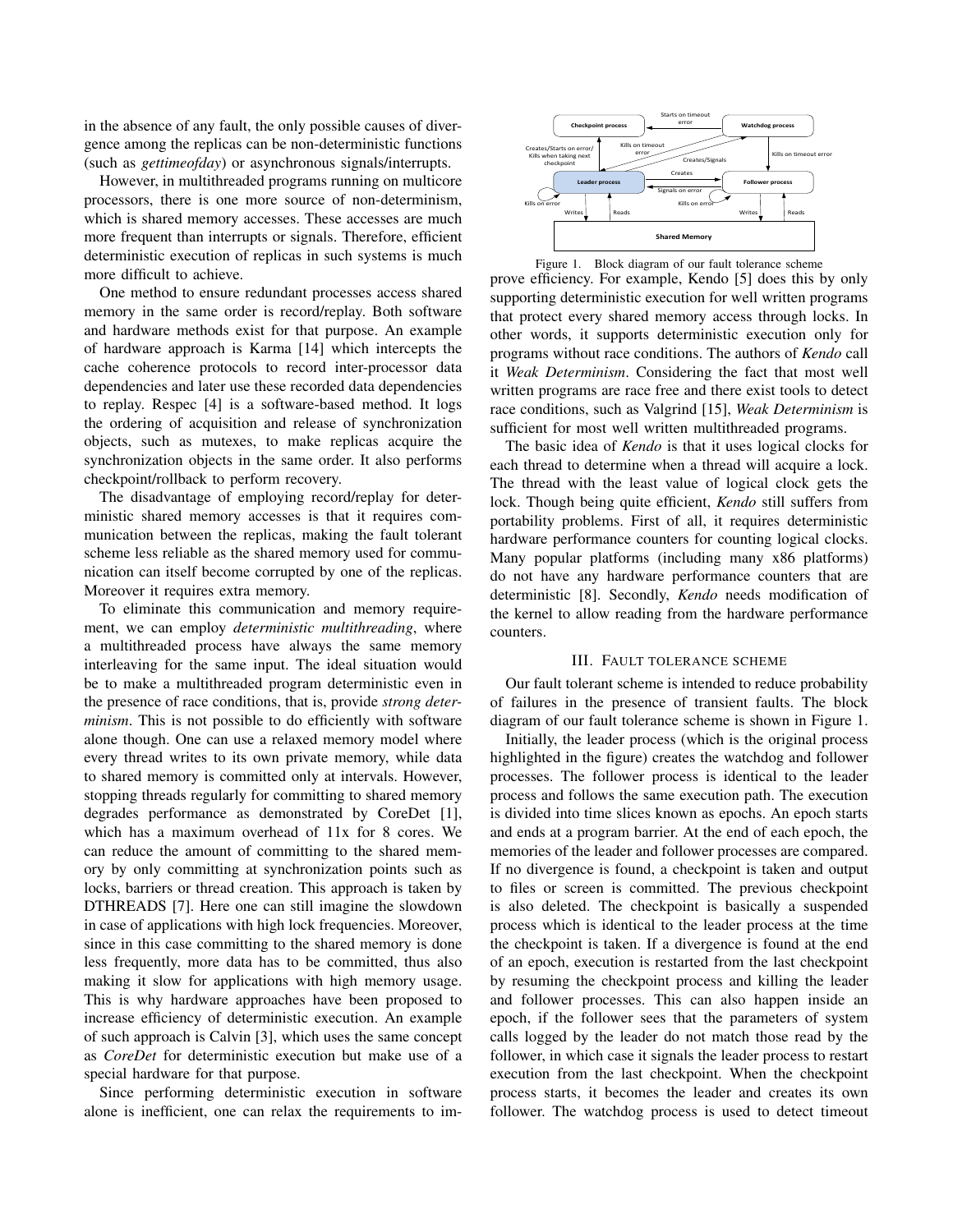in the absence of any fault, the only possible causes of divergence among the replicas can be non-deterministic functions (such as *gettimeofday*) or asynchronous signals/interrupts.

However, in multithreaded programs running on multicore processors, there is one more source of non-determinism, which is shared memory accesses. These accesses are much more frequent than interrupts or signals. Therefore, efficient deterministic execution of replicas in such systems is much more difficult to achieve.

One method to ensure redundant processes access shared memory in the same order is record/replay. Both software and hardware methods exist for that purpose. An example of hardware approach is Karma [14] which intercepts the cache coherence protocols to record inter-processor data dependencies and later use these recorded data dependencies to replay. Respec [4] is a software-based method. It logs the ordering of acquisition and release of synchronization objects, such as mutexes, to make replicas acquire the synchronization objects in the same order. It also performs checkpoint/rollback to perform recovery.

The disadvantage of employing record/replay for deterministic shared memory accesses is that it requires communication between the replicas, making the fault tolerant scheme less reliable as the shared memory used for communication can itself become corrupted by one of the replicas. Moreover it requires extra memory.

To eliminate this communication and memory requirement, we can employ *deterministic multithreading*, where a multithreaded process have always the same memory interleaving for the same input. The ideal situation would be to make a multithreaded program deterministic even in the presence of race conditions, that is, provide *strong determinism*. This is not possible to do efficiently with software alone though. One can use a relaxed memory model where every thread writes to its own private memory, while data to shared memory is committed only at intervals. However, stopping threads regularly for committing to shared memory degrades performance as demonstrated by CoreDet [1], which has a maximum overhead of 11x for 8 cores. We can reduce the amount of committing to the shared memory by only committing at synchronization points such as locks, barriers or thread creation. This approach is taken by DTHREADS [7]. Here one can still imagine the slowdown in case of applications with high lock frequencies. Moreover, since in this case committing to the shared memory is done less frequently, more data has to be committed, thus also making it slow for applications with high memory usage. This is why hardware approaches have been proposed to increase efficiency of deterministic execution. An example of such approach is Calvin [3], which uses the same concept as *CoreDet* for deterministic execution but make use of a special hardware for that purpose.

Since performing deterministic execution in software alone is inefficient, one can relax the requirements to improve efficiency. For example, Kendo [5] does this by only supporting deterministic execution for well written programs that protect every shared memory access through locks. In other words, it supports deterministic execution only for programs without race conditions. The authors of *Kendo* call it *Weak Determinism*. Considering the fact that most well written programs are race free and there exist tools to detect race conditions, such as Valgrind [15], *Weak Determinism* is sufficient for most well written multithreaded programs.

Figure 1. Block diagram of our fault tolerance scheme

The basic idea of *Kendo* is that it uses logical clocks for each thread to determine when a thread will acquire a lock. The thread with the least value of logical clock gets the lock. Though being quite efficient, *Kendo* still suffers from portability problems. First of all, it requires deterministic hardware performance counters for counting logical clocks. Many popular platforms (including many x86 platforms) do not have any hardware performance counters that are deterministic [8]. Secondly, *Kendo* needs modification of the kernel to allow reading from the hardware performance counters.

## III. Fault tolerance scheme

Our fault tolerant scheme is intended to reduce probability of failures in the presence of transient faults. The block diagram of our fault tolerance scheme is shown in Figure 1.

Initially, the leader process (which is the original process highlighted in the figure) creates the watchdog and follower processes. The follower process is identical to the leader process and follows the same execution path. The execution is divided into time slices known as epochs. An epoch starts and ends at a program barrier. At the end of each epoch, the memories of the leader and follower processes are compared. If no divergence is found, a checkpoint is taken and output to files or screen is committed. The previous checkpoint is also deleted. The checkpoint is basically a suspended process which is identical to the leader process at the time the checkpoint is taken. If a divergence is found at the end of an epoch, execution is restarted from the last checkpoint by resuming the checkpoint process and killing the leader and follower processes. This can also happen inside an epoch, if the follower sees that the parameters of system calls logged by the leader do not match those read by the follower, in which case it signals the leader process to restart execution from the last checkpoint. When the checkpoint process starts, it becomes the leader and creates its own follower. The watchdog process is used to detect timeout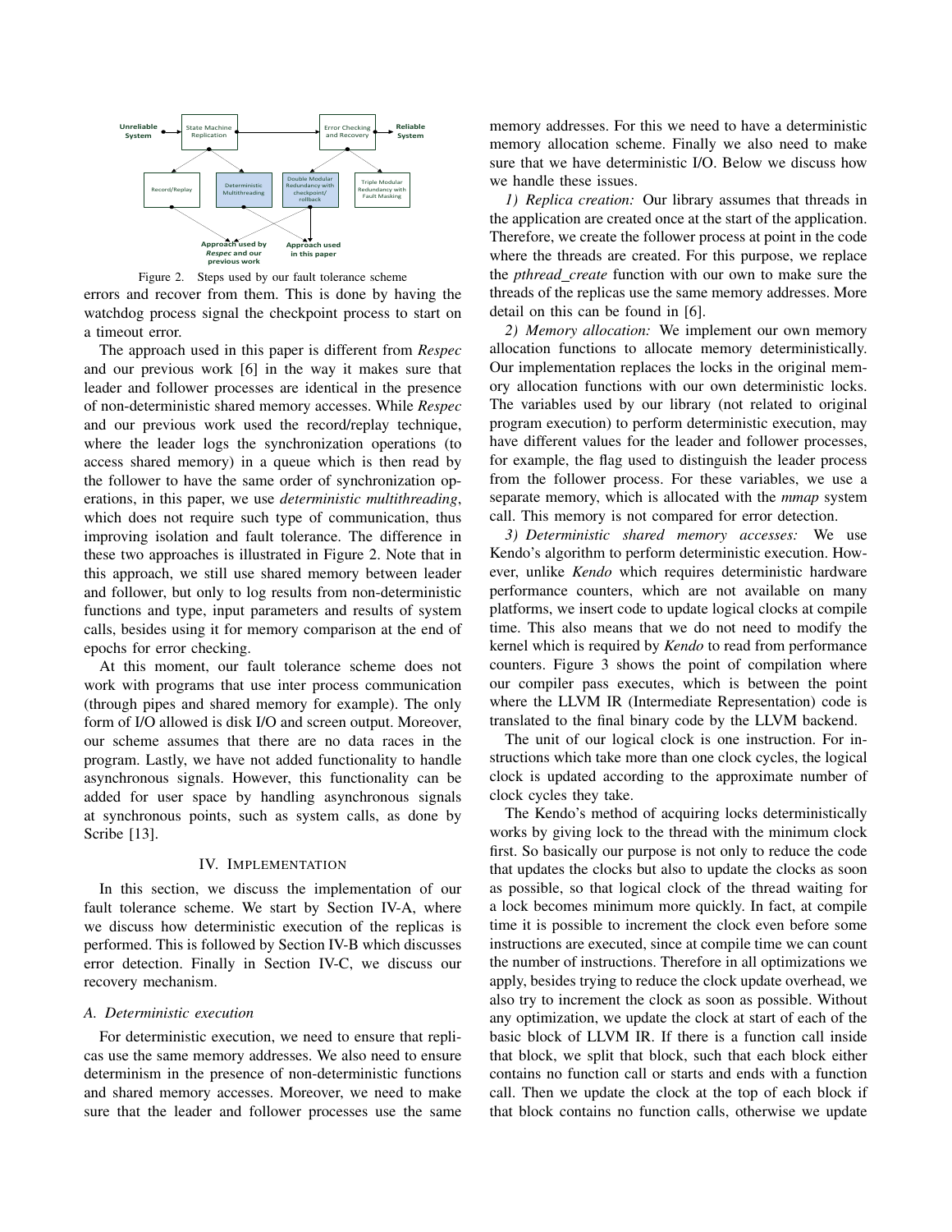Unreliable System

State Machine Replication

Error Checking and Recovery

Reliable System

Record/Replay

Deterministic Multithreading

Double Modular Redundancy with checkpoint/ rollback

Triple Modular Redundancy with Fault Masking

Approach used by *Respec* and our previous work

Approach used in this paper

Figure 2. Steps used by our fault tolerance scheme

errors and recover from them. This is done by having the watchdog process signal the checkpoint process to start on a timeout error.

The approach used in this paper is different from *Respec* and our previous work [6] in the way it makes sure that leader and follower processes are identical in the presence of non-deterministic shared memory accesses. While *Respec* and our previous work used the record/replay technique, where the leader logs the synchronization operations (to access shared memory) in a queue which is then read by the follower to have the same order of synchronization operations, in this paper, we use *deterministic multithreading*, which does not require such type of communication, thus improving isolation and fault tolerance. The difference in these two approaches is illustrated in Figure 2. Note that in this approach, we still use shared memory between leader and follower, but only to log results from non-deterministic functions and type, input parameters and results of system calls, besides using it for memory comparison at the end of epochs for error checking.

At this moment, our fault tolerance scheme does not work with programs that use inter process communication (through pipes and shared memory for example). The only form of I/O allowed is disk I/O and screen output. Moreover, our scheme assumes that there are no data races in the program. Lastly, we have not added functionality to handle asynchronous signals. However, this functionality can be added for user space by handling asynchronous signals at synchronous points, such as system calls, as done by Scribe [13].

## IV. Implementation

In this section, we discuss the implementation of our fault tolerance scheme. We start by Section IV-A, where we discuss how deterministic execution of the replicas is performed. This is followed by Section IV-B which discusses error detection. Finally in Section IV-C, we discuss our recovery mechanism.

### A. Deterministic execution

For deterministic execution, we need to ensure that replicas use the same memory addresses. We also need to ensure determinism in the presence of non-deterministic functions and shared memory accesses. Moreover, we need to make sure that the leader and follower processes use the same memory addresses. For this we need to have a deterministic memory allocation scheme. Finally we also need to make sure that we have deterministic I/O. Below we discuss how we handle these issues.

*1) Replica creation:* Our library assumes that threads in the application are created once at the start of the application. Therefore, we create the follower process at point in the code where the threads are created. For this purpose, we replace the *pthread_create* function with our own to make sure the threads of the replicas use the same memory addresses. More detail on this can be found in [6].

*2) Memory allocation:* We implement our own memory allocation functions to allocate memory deterministically. Our implementation replaces the locks in the original memory allocation functions with our own deterministic locks. The variables used by our library (not related to original program execution) to perform deterministic execution, may have different values for the leader and follower processes, for example, the flag used to distinguish the leader process from the follower process. For these variables, we use a separate memory, which is allocated with the *mmap* system call. This memory is not compared for error detection.

*3) Deterministic shared memory accesses:* We use Kendo's algorithm to perform deterministic execution. However, unlike *Kendo* which requires deterministic hardware performance counters, which are not available on many platforms, we insert code to update logical clocks at compile time. This also means that we do not need to modify the kernel which is required by *Kendo* to read from performance counters. Figure 3 shows the point of compilation where our compiler pass executes, which is between the point where the LLVM IR (Intermediate Representation) code is translated to the final binary code by the LLVM backend.

The unit of our logical clock is one instruction. For instructions which take more than one clock cycles, the logical clock is updated according to the approximate number of clock cycles they take.

The Kendo's method of acquiring locks deterministically works by giving lock to the thread with the minimum clock first. So basically our purpose is not only to reduce the code that updates the clocks but also to update the clocks as soon as possible, so that logical clock of the thread waiting for a lock becomes minimum more quickly. In fact, at compile time it is possible to increment the clock even before some instructions are executed, since at compile time we can count the number of instructions. Therefore in all optimizations we apply, besides trying to reduce the clock update overhead, we also try to increment the clock as soon as possible. Without any optimization, we update the clock at start of each of the basic block of LLVM IR. If there is a function call inside that block, we split that block, such that each block either contains no function call or starts and ends with a function call. Then we update the clock at the top of each block if that block contains no function calls, otherwise we update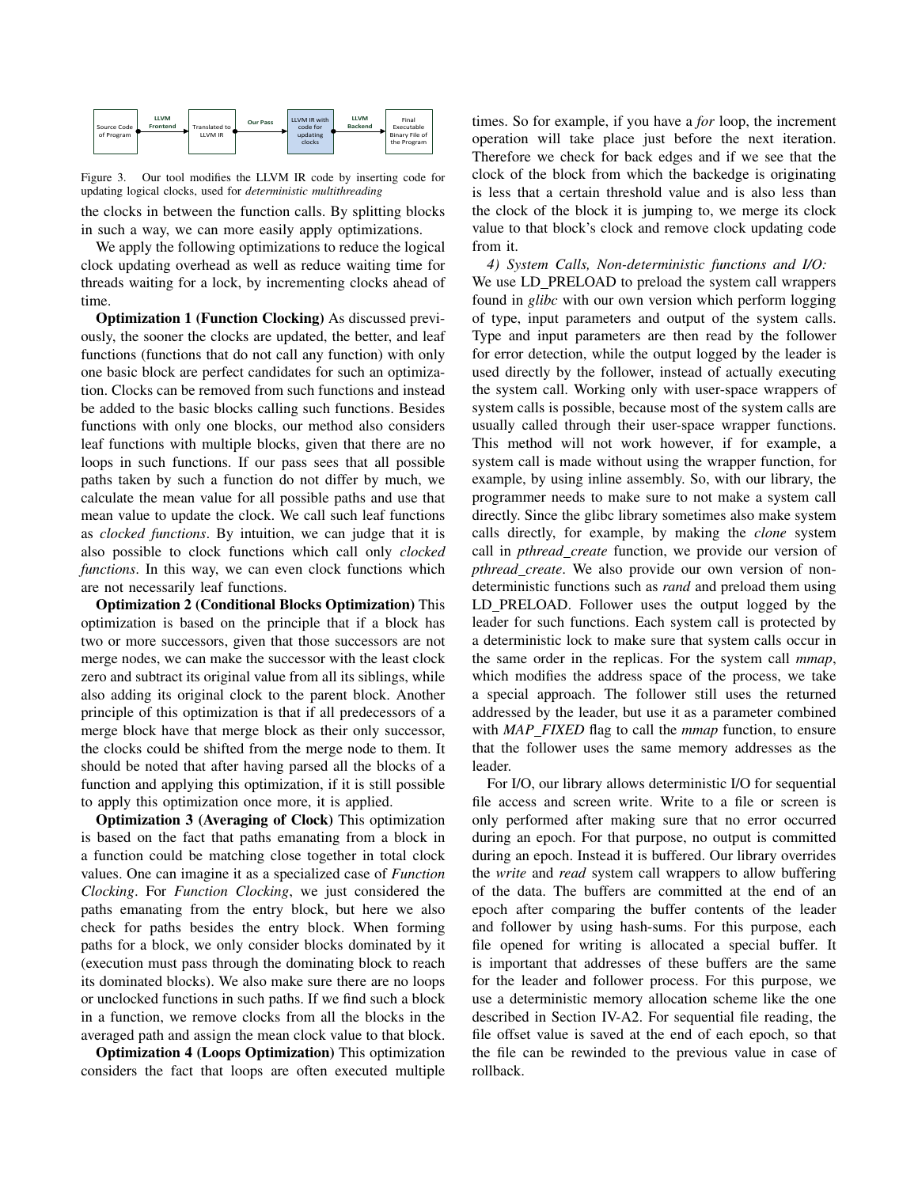Source Code of Program

LLVM Frontend

Translated to LLVM IR

Our Pass

LLVM IR with code for updating clocks

LLVM Backend

Final Executable Binary File of the Program

Figure 3. Our tool modifies the LLVM IR code by inserting code for updating logical clocks, used for *deterministic multithreading*

the clocks in between the function calls. By splitting blocks in such a way, we can more easily apply optimizations.

We apply the following optimizations to reduce the logical clock updating overhead as well as reduce waiting time for threads waiting for a lock, by incrementing clocks ahead of time.

**Optimization 1 (Function Clocking)** As discussed previously, the sooner the clocks are updated, the better, and leaf functions (functions that do not call any function) with only one basic block are perfect candidates for such an optimization. Clocks can be removed from such functions and instead be added to the basic blocks calling such functions. Besides functions with only one blocks, our method also considers leaf functions with multiple blocks, given that there are no loops in such functions. If our pass sees that all possible paths taken by such a function do not differ by much, we calculate the mean value for all possible paths and use that mean value to update the clock. We call such leaf functions as *clocked functions*. By intuition, we can judge that it is also possible to clock functions which call only *clocked functions*. In this way, we can even clock functions which are not necessarily leaf functions.

**Optimization 2 (Conditional Blocks Optimization)** This optimization is based on the principle that if a block has two or more successors, given that those successors are not merge nodes, we can make the successor with the least clock zero and subtract its original value from all its siblings, while also adding its original clock to the parent block. Another principle of this optimization is that if all predecessors of a merge block have that merge block as their only successor, the clocks could be shifted from the merge node to them. It should be noted that after having parsed all the blocks of a function and applying this optimization, if it is still possible to apply this optimization once more, it is applied.

**Optimization 3 (Averaging of Clock)** This optimization is based on the fact that paths emanating from a block in a function could be matching close together in total clock values. One can imagine it as a specialized case of *Function Clocking*. For *Function Clocking*, we just considered the paths emanating from the entry block, but here we also check for paths besides the entry block. When forming paths for a block, we only consider blocks dominated by it (execution must pass through the dominating block to reach its dominated blocks). We also make sure there are no loops or unclocked functions in such paths. If we find such a block in a function, we remove clocks from all the blocks in the averaged path and assign the mean clock value to that block.

**Optimization 4 (Loops Optimization)** This optimization considers the fact that loops are often executed multiple times. So for example, if you have a *for* loop, the increment operation will take place just before the next iteration. Therefore we check for back edges and if we see that the clock of the block from which the backedge is originating is less that a certain threshold value and is also less than the clock of the block it is jumping to, we merge its clock value to that block's clock and remove clock updating code from it.

*4) System Calls, Non-deterministic functions and I/O:* We use LD_PRELOAD to preload the system call wrappers found in *glibc* with our own version which perform logging of type, input parameters and output of the system calls. Type and input parameters are then read by the follower for error detection, while the output logged by the leader is used directly by the follower, instead of actually executing the system call. Working only with user-space wrappers of system calls is possible, because most of the system calls are usually called through their user-space wrapper functions. This method will not work however, if for example, a system call is made without using the wrapper function, for example, by using inline assembly. So, with our library, the programmer needs to make sure to not make a system call directly. Since the glibc library sometimes also make system calls directly, for example, by making the *clone* system call in *pthread_create* function, we provide our version of *pthread_create*. We also provide our own version of non-deterministic functions such as *rand* and preload them using LD_PRELOAD. Follower uses the output logged by the leader for such functions. Each system call is protected by a deterministic lock to make sure that system calls occur in the same order in the replicas. For the system call *mmap*, which modifies the address space of the process, we take a special approach. The follower still uses the returned addressed by the leader, but use it as a parameter combined with *MAP_FIXED* flag to call the *mmap* function, to ensure that the follower uses the same memory addresses as the leader.

For I/O, our library allows deterministic I/O for sequential file access and screen write. Write to a file or screen is only performed after making sure that no error occurred during an epoch. For that purpose, no output is committed during an epoch. Instead it is buffered. Our library overrides the *write* and *read* system call wrappers to allow buffering of the data. The buffers are committed at the end of an epoch after comparing the buffer contents of the leader and follower by using hash-sums. For this purpose, each file opened for writing is allocated a special buffer. It is important that addresses of these buffers are the same for the leader and follower process. For this purpose, we use a deterministic memory allocation scheme like the one described in Section IV-A2. For sequential file reading, the file offset value is saved at the end of each epoch, so that the file can be rewinded to the previous value in case of rollback.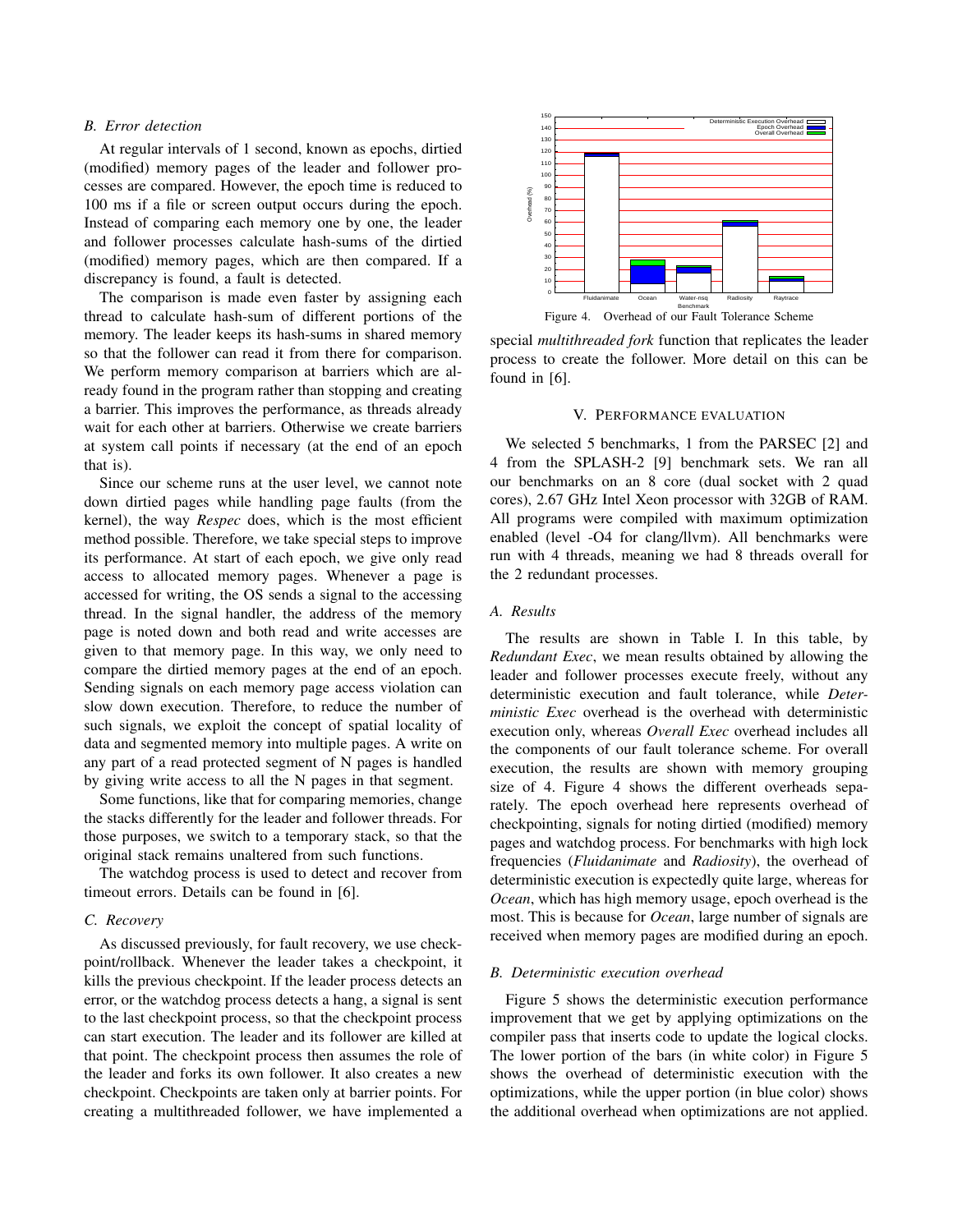### B. Error detection

At regular intervals of 1 second, known as epochs, dirtied (modified) memory pages of the leader and follower processes are compared. However, the epoch time is reduced to 100 ms if a file or screen output occurs during the epoch. Instead of comparing each memory one by one, the leader and follower processes calculate hash-sums of the dirtied (modified) memory pages, which are then compared. If a discrepancy is found, a fault is detected.

The comparison is made even faster by assigning each thread to calculate hash-sum of different portions of the memory. The leader keeps its hash-sums in shared memory so that the follower can read it from there for comparison. We perform memory comparison at barriers which are already found in the program rather than stopping and creating a barrier. This improves the performance, as threads already wait for each other at barriers. Otherwise we create barriers at system call points if necessary (at the end of an epoch that is).

Since our scheme runs at the user level, we cannot note down dirtied pages while handling page faults (from the kernel), the way *Respec* does, which is the most efficient method possible. Therefore, we take special steps to improve its performance. At start of each epoch, we give only read access to allocated memory pages. Whenever a page is accessed for writing, the OS sends a signal to the accessing thread. In the signal handler, the address of the memory page is noted down and both read and write accesses are given to that memory page. In this way, we only need to compare the dirtied memory pages at the end of an epoch. Sending signals on each memory page access violation can slow down execution. Therefore, to reduce the number of such signals, we exploit the concept of spatial locality of data and segmented memory into multiple pages. A write on any part of a read protected segment of N pages is handled by giving write access to all the N pages in that segment.

Some functions, like that for comparing memories, change the stacks differently for the leader and follower threads. For those purposes, we switch to a temporary stack, so that the original stack remains unaltered from such functions.

The watchdog process is used to detect and recover from timeout errors. Details can be found in [6].

### C. Recovery

As discussed previously, for fault recovery, we use checkpoint/rollback. Whenever the leader takes a checkpoint, it kills the previous checkpoint. If the leader process detects an error, or the watchdog process detects a hang, a signal is sent to the last checkpoint process, so that the checkpoint process can start execution. The leader and its follower are killed at that point. The checkpoint process then assumes the role of the leader and forks its own follower. It also creates a new checkpoint. Checkpoints are taken only at barrier points. For creating a multithreaded follower, we have implemented a special *multithreaded fork* function that replicates the leader process to create the follower. More detail on this can be found in [6].

Figure 4. Overhead of our Fault Tolerance Scheme

## V. Performance evaluation

We selected 5 benchmarks, 1 from the PARSEC [2] and 4 from the SPLASH-2 [9] benchmark sets. We ran all our benchmarks on an 8 core (dual socket with 2 quad cores), 2.67 GHz Intel Xeon processor with 32GB of RAM. All programs were compiled with maximum optimization enabled (level -O4 for clang/llvm). All benchmarks were run with 4 threads, meaning we had 8 threads overall for the 2 redundant processes.

### A. Results

The results are shown in Table I. In this table, by *Redundant Exec*, we mean results obtained by allowing the leader and follower processes execute freely, without any deterministic execution and fault tolerance, while *Deterministic Exec* overhead is the overhead with deterministic execution only, whereas *Overall Exec* overhead includes all the components of our fault tolerance scheme. For overall execution, the results are shown with memory grouping size of 4. Figure 4 shows the different overheads separately. The epoch overhead here represents overhead of checkpointing, signals for noting dirtied (modified) memory pages and watchdog process. For benchmarks with high lock frequencies (*Fluidanimate* and *Radiosity*), the overhead of deterministic execution is expectedly quite large, whereas for *Ocean*, which has high memory usage, epoch overhead is the most. This is because for *Ocean*, large number of signals are received when memory pages are modified during an epoch.

### B. Deterministic execution overhead

Figure 5 shows the deterministic execution performance improvement that we get by applying optimizations on the compiler pass that inserts code to update the logical clocks. The lower portion of the bars (in white color) in Figure 5 shows the overhead of deterministic execution with the optimizations, while the upper portion (in blue color) shows the additional overhead when optimizations are not applied.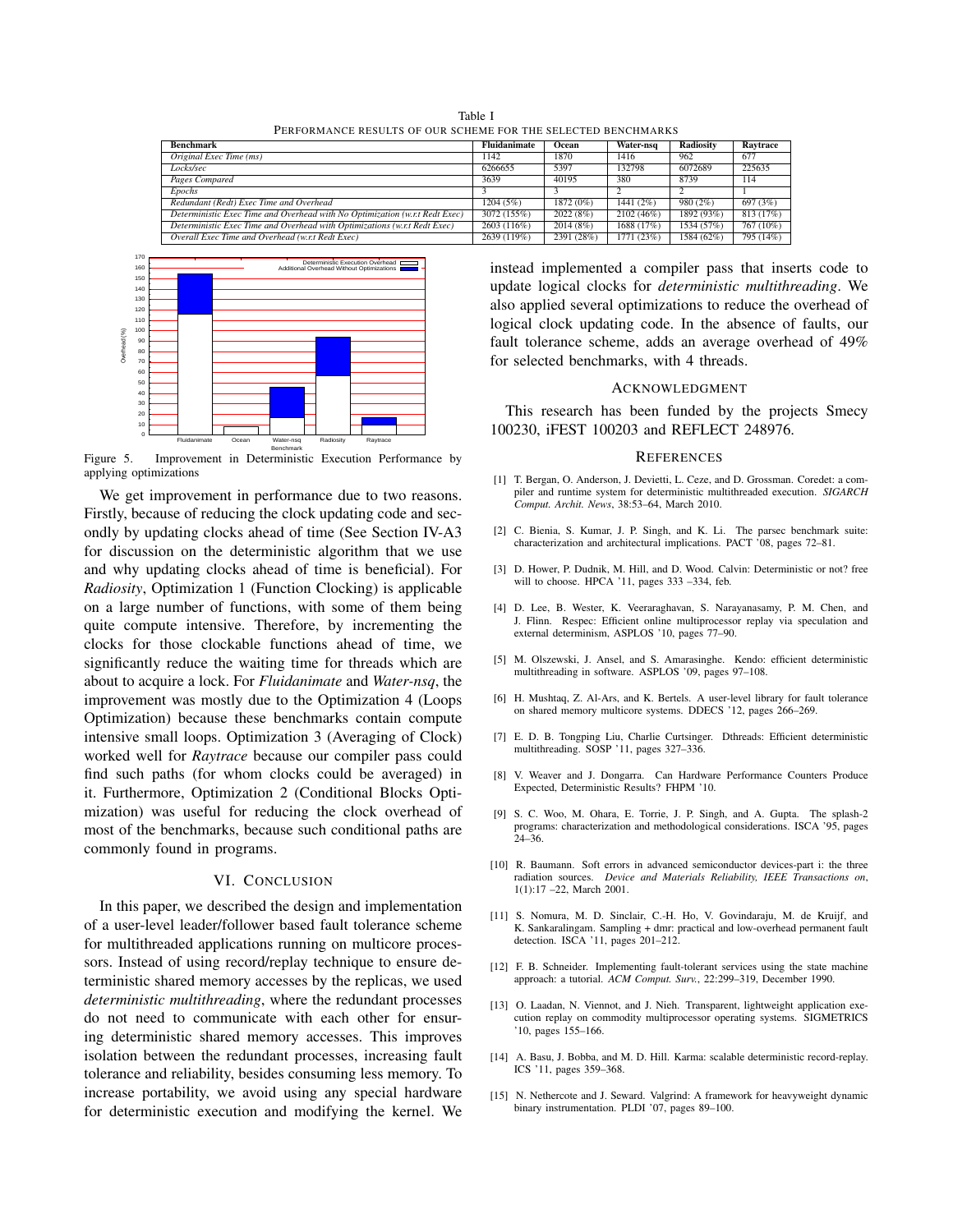Table I
PERFORMANCE RESULTS OF OUR SCHEME FOR THE SELECTED BENCHMARKS

| Benchmark | Fluidanimate | Ocean | Water-nsq | Radiosity | Raytrace |
|---|---|---|---|---|---|
| *Original Exec Time (ms)* | 1142 | 1870 | 1416 | 962 | 677 |
| *Locks/sec* | 6266655 | 5397 | 132798 | 6072689 | 225635 |
| *Pages Compared* | 3639 | 40195 | 380 | 8739 | 114 |
| *Epochs* | 3 | 3 | 2 | 2 | 1 |
| *Redundant (Redt) Exec Time and Overhead* | 1204 (5%) | 1872 (0%) | 1441 (2%) | 980 (2%) | 697 (3%) |
| *Deterministic Exec Time and Overhead with No Optimization (w.r.t Redt Exec)* | 3072 (155%) | 2022 (8%) | 2102 (46%) | 1892 (93%) | 813 (17%) |
| *Deterministic Exec Time and Overhead with Optimizations (w.r.t Redt Exec)* | 2603 (116%) | 2014 (8%) | 1688 (17%) | 1534 (57%) | 767 (10%) |
| *Overall Exec Time and Overhead (w.r.t Redt Exec)* | 2639 (119%) | 2391 (28%) | 1771 (23%) | 1584 (62%) | 795 (14%) |

Overhead(%)
0
10
20
30
40
50
60
70
80
90
100
110
120
130
140
150
160
170
Deterministic Execution Overhead
Additional Overhead Without Optimizations
Fluidanimate
Ocean
Water-nsq
Radiosity
Raytrace
Benchmark

Figure 5. Improvement in Deterministic Execution Performance by applying optimizations

We get improvement in performance due to two reasons. Firstly, because of reducing the clock updating code and secondly by updating clocks ahead of time (See Section IV-A3 for discussion on the deterministic algorithm that we use and why updating clocks ahead of time is beneficial). For *Radiosity*, Optimization 1 (Function Clocking) is applicable on a large number of functions, with some of them being quite compute intensive. Therefore, by incrementing the clocks for those clockable functions ahead of time, we significantly reduce the waiting time for threads which are about to acquire a lock. For *Fluidanimate* and *Water-nsq*, the improvement was mostly due to the Optimization 4 (Loops Optimization) because these benchmarks contain compute intensive small loops. Optimization 3 (Averaging of Clock) worked well for *Raytrace* because our compiler pass could find such paths (for whom clocks could be averaged) in it. Furthermore, Optimization 2 (Conditional Blocks Optimization) was useful for reducing the clock overhead of most of the benchmarks, because such conditional paths are commonly found in programs.

## VI. CONCLUSION

In this paper, we described the design and implementation of a user-level leader/follower based fault tolerance scheme for multithreaded applications running on multicore processors. Instead of using record/replay technique to ensure deterministic shared memory accesses by the replicas, we used *deterministic multithreading*, where the redundant processes do not need to communicate with each other for ensuring deterministic shared memory accesses. This improves isolation between the redundant processes, increasing fault tolerance and reliability, besides consuming less memory. To increase portability, we avoid using any special hardware for deterministic execution and modifying the kernel. We instead implemented a compiler pass that inserts code to update logical clocks for *deterministic multithreading*. We also applied several optimizations to reduce the overhead of logical clock updating code. In the absence of faults, our fault tolerance scheme, adds an average overhead of 49% for selected benchmarks, with 4 threads.

## ACKNOWLEDGMENT

This research has been funded by the projects Smecy 100230, iFEST 100203 and REFLECT 248976.

## REFERENCES

[1] T. Bergan, O. Anderson, J. Devietti, L. Ceze, and D. Grossman. Coredet: a compiler and runtime system for deterministic multithreaded execution. *SIGARCH Comput. Archit. News*, 38:53–64, March 2010.

[2] C. Bienia, S. Kumar, J. P. Singh, and K. Li. The parsec benchmark suite: characterization and architectural implications. PACT '08, pages 72–81.

[3] D. Hower, P. Dudnik, M. Hill, and D. Wood. Calvin: Deterministic or not? free will to choose. HPCA '11, pages 333 –334, feb.

[4] D. Lee, B. Wester, K. Veeraraghavan, S. Narayanasamy, P. M. Chen, and J. Flinn. Respec: Efficient online multiprocessor replay via speculation and external determinism, ASPLOS '10, pages 77–90.

[5] M. Olszewski, J. Ansel, and S. Amarasinghe. Kendo: efficient deterministic multithreading in software. ASPLOS '09, pages 97–108.

[6] H. Mushtaq, Z. Al-Ars, and K. Bertels. A user-level library for fault tolerance on shared memory multicore systems. DDECS '12, pages 266–269.

[7] E. D. B. Tongping Liu, Charlie Curtsinger. Dthreads: Efficient deterministic multithreading. SOSP '11, pages 327–336.

[8] V. Weaver and J. Dongarra. Can Hardware Performance Counters Produce Expected, Deterministic Results? FHPM '10.

[9] S. C. Woo, M. Ohara, E. Torrie, J. P. Singh, and A. Gupta. The splash-2 programs: characterization and methodological considerations. ISCA '95, pages 24–36.

[10] R. Baumann. Soft errors in advanced semiconductor devices-part i: the three radiation sources. *Device and Materials Reliability, IEEE Transactions on*, 1(1):17 –22, March 2001.

[11] S. Nomura, M. D. Sinclair, C.-H. Ho, V. Govindaraju, M. de Kruijf, and K. Sankaralingam. Sampling + dmr: practical and low-overhead permanent fault detection. ISCA '11, pages 201–212.

[12] F. B. Schneider. Implementing fault-tolerant services using the state machine approach: a tutorial. *ACM Comput. Surv.*, 22:299–319, December 1990.

[13] O. Laadan, N. Viennot, and J. Nieh. Transparent, lightweight application execution replay on commodity multiprocessor operating systems. SIGMETRICS '10, pages 155–166.

[14] A. Basu, J. Bobba, and M. D. Hill. Karma: scalable deterministic record-replay. ICS '11, pages 359–368.

[15] N. Nethercote and J. Seward. Valgrind: A framework for heavyweight dynamic binary instrumentation. PLDI '07, pages 89–100.